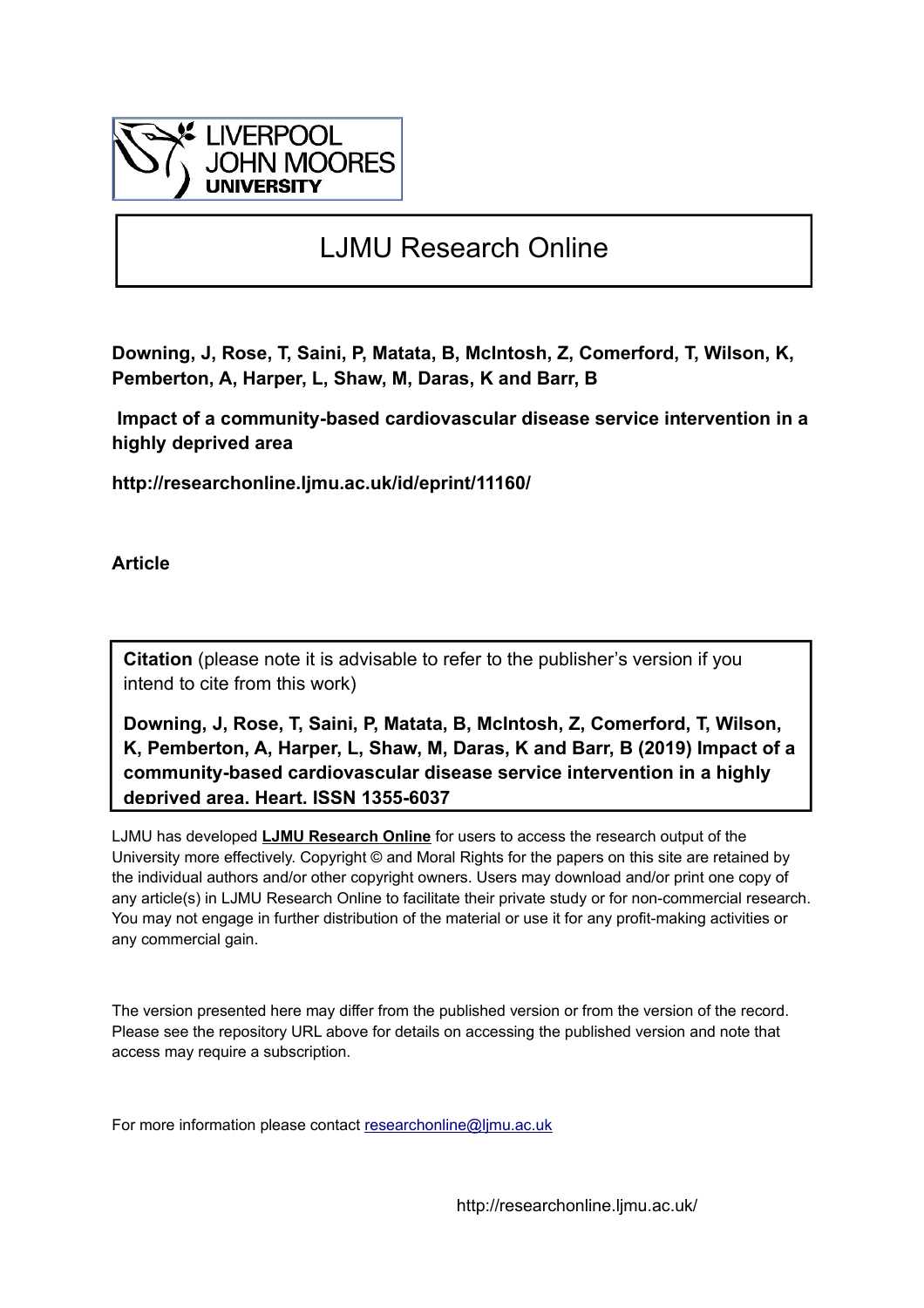LIVERPOOL JOHN MOORES UNIVERSITY

# LJMU Research Online

**Downing, J, Rose, T, Saini, P, Matata, B, McIntosh, Z, Comerford, T, Wilson, K, Pemberton, A, Harper, L, Shaw, M, Daras, K and Barr, B**

**Impact of a community-based cardiovascular disease service intervention in a highly deprived area**

**http://researchonline.ljmu.ac.uk/id/eprint/11160/**

**Article**

**Citation** (please note it is advisable to refer to the publisher's version if you intend to cite from this work)

**Downing, J, Rose, T, Saini, P, Matata, B, McIntosh, Z, Comerford, T, Wilson, K, Pemberton, A, Harper, L, Shaw, M, Daras, K and Barr, B (2019) Impact of a community-based cardiovascular disease service intervention in a highly deprived area. Heart. ISSN 1355-6037**

LJMU has developed **LJMU Research Online** for users to access the research output of the University more effectively. Copyright © and Moral Rights for the papers on this site are retained by the individual authors and/or other copyright owners. Users may download and/or print one copy of any article(s) in LJMU Research Online to facilitate their private study or for non-commercial research. You may not engage in further distribution of the material or use it for any profit-making activities or any commercial gain.

The version presented here may differ from the published version or from the version of the record. Please see the repository URL above for details on accessing the published version and note that access may require a subscription.

For more information please contact researchonline@ljmu.ac.uk

http://researchonline.ljmu.ac.uk/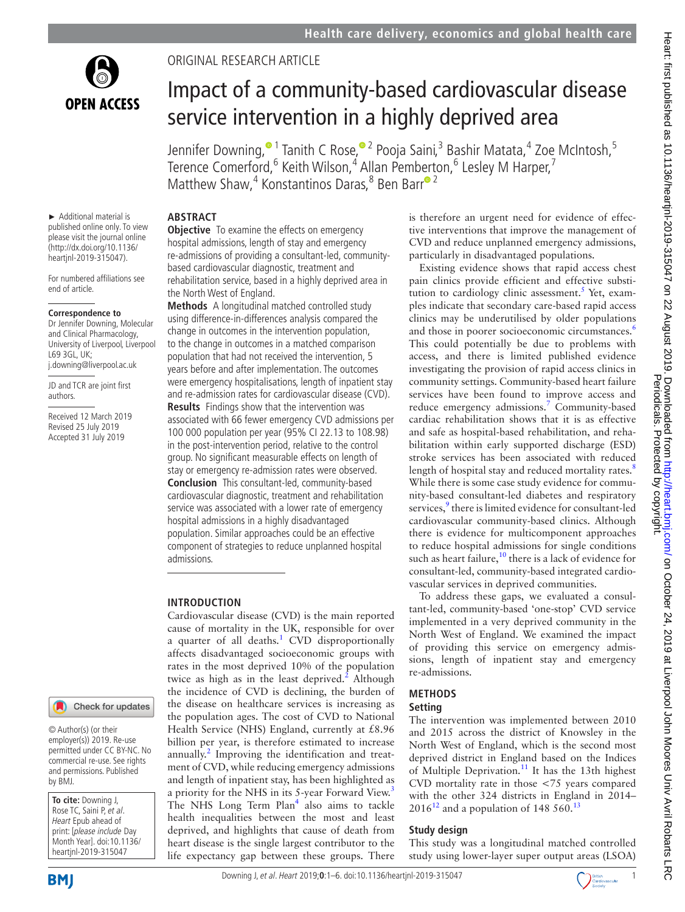ORIGINAL RESEARCH ARTICLE

# Impact of a community-based cardiovascular disease service intervention in a highly deprived area

Jennifer Downing,[1] Tanith C Rose,[2] Pooja Saini,[3] Bashir Matata,[4] Zoe McIntosh,[5] Terence Comerford,[6] Keith Wilson,[4] Allan Pemberton,[6] Lesley M Harper,[7] Matthew Shaw,[4] Konstantinos Daras,[8] Ben Barr[2]

► Additional material is published online only. To view please visit the journal online (http://dx.doi.org/10.1136/heartjnl-2019-315047).

For numbered affiliations see end of article.

**Correspondence to**
Dr Jennifer Downing, Molecular and Clinical Pharmacology, University of Liverpool, Liverpool L69 3GL, UK; j.downing@liverpool.ac.uk

JD and TCR are joint first authors.

Received 12 March 2019
Revised 25 July 2019
Accepted 31 July 2019

© Author(s) (or their employer(s)) 2019. Re-use permitted under CC BY-NC. No commercial re-use. See rights and permissions. Published by BMJ.

**To cite:** Downing J, Rose TCR, Saini P, *et al*. *Heart* Epub ahead of print: [*please include* Day Month Year]. doi:10.1136/heartjnl-2019-315047

## ABSTRACT

**Objective** To examine the effects on emergency hospital admissions, length of stay and emergency re-admissions of providing a consultant-led, community-based cardiovascular diagnostic, treatment and rehabilitation service, based in a highly deprived area in the North West of England.

**Methods** A longitudinal matched controlled study using difference-in-differences analysis compared the change in outcomes in the intervention population, to the change in outcomes in a matched comparison population that had not received the intervention, 5 years before and after implementation. The outcomes were emergency hospitalisations, length of inpatient stay and re-admission rates for cardiovascular disease (CVD).

**Results** Findings show that the intervention was associated with 66 fewer emergency CVD admissions per 100 000 population per year (95% CI 22.13 to 108.98) in the post-intervention period, relative to the control group. No significant measurable effects on length of stay or emergency re-admission rates were observed.

**Conclusion** This consultant-led, community-based cardiovascular diagnostic, treatment and rehabilitation service was associated with a lower rate of emergency hospital admissions in a highly disadvantaged population. Similar approaches could be an effective component of strategies to reduce unplanned hospital admissions.

## INTRODUCTION

Cardiovascular disease (CVD) is the main reported cause of mortality in the UK, responsible for over a quarter of all deaths.[1] CVD disproportionally affects disadvantaged socioeconomic groups with rates in the most deprived 10% of the population twice as high as in the least deprived.[2] Although the incidence of CVD is declining, the burden of the disease on healthcare services is increasing as the population ages. The cost of CVD to National Health Service (NHS) England, currently at £8.96 billion per year, is therefore estimated to increase annually.[2] Improving the identification and treatment of CVD, while reducing emergency admissions and length of inpatient stay, has been highlighted as a priority for the NHS in its 5-year Forward View.[3] The NHS Long Term Plan[4] also aims to tackle health inequalities between the most and least deprived, and highlights that cause of death from heart disease is the single largest contributor to the life expectancy gap between these groups. There is therefore an urgent need for evidence of effective interventions that improve the management of CVD and reduce unplanned emergency admissions, particularly in disadvantaged populations.

Existing evidence shows that rapid access chest pain clinics provide efficient and effective substitution to cardiology clinic assessment.[5] Yet, examples indicate that secondary care-based rapid access clinics may be underutilised by older populations and those in poorer socioeconomic circumstances.[6] This could potentially be due to problems with access, and there is limited published evidence investigating the provision of rapid access clinics in community settings. Community-based heart failure services have been found to improve access and reduce emergency admissions.[7] Community-based cardiac rehabilitation shows that it is as effective and safe as hospital-based rehabilitation, and rehabilitation within early supported discharge (ESD) stroke services has been associated with reduced length of hospital stay and reduced mortality rates.[8] While there is some case study evidence for community-based consultant-led diabetes and respiratory services,[9] there is limited evidence for consultant-led cardiovascular community-based clinics. Although there is evidence for multicomponent approaches to reduce hospital admissions for single conditions such as heart failure,[10] there is a lack of evidence for consultant-led, community-based integrated cardiovascular services in deprived communities.

To address these gaps, we evaluated a consultant-led, community-based 'one-stop' CVD service implemented in a very deprived community in the North West of England. We examined the impact of providing this service on emergency admissions, length of inpatient stay and emergency re-admissions.

## METHODS

### Setting

The intervention was implemented between 2010 and 2015 across the district of Knowsley in the North West of England, which is the second most deprived district in England based on the Indices of Multiple Deprivation.[11] It has the 13th highest CVD mortality rate in those <75 years compared with the other 324 districts in England in 2014–2016[12] and a population of 148 560.[13]

### Study design

This study was a longitudinal matched controlled study using lower-layer super output areas (LSOA)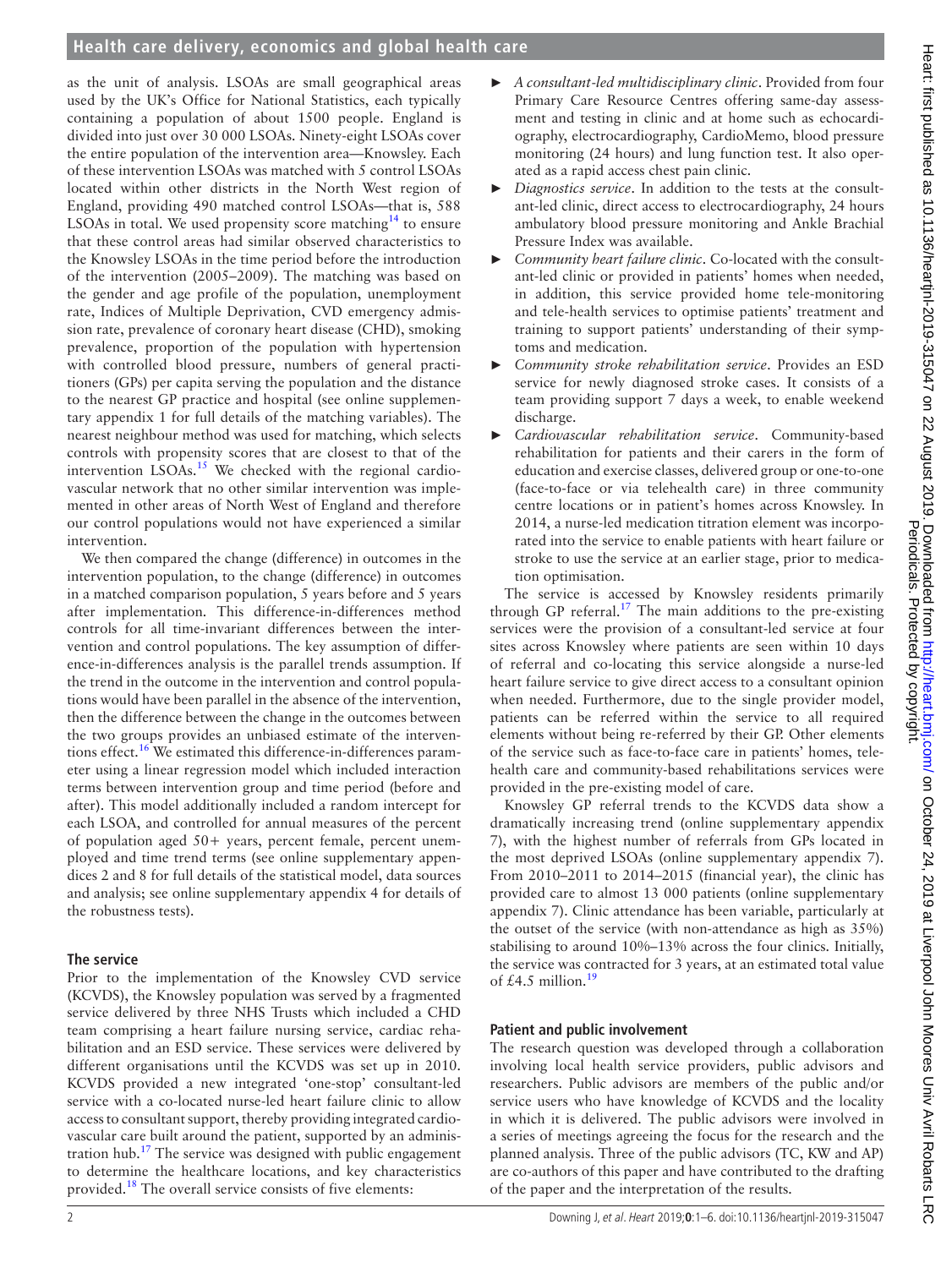as the unit of analysis. LSOAs are small geographical areas used by the UK's Office for National Statistics, each typically containing a population of about 1500 people. England is divided into just over 30 000 LSOAs. Ninety-eight LSOAs cover the entire population of the intervention area—Knowsley. Each of these intervention LSOAs was matched with 5 control LSOAs located within other districts in the North West region of England, providing 490 matched control LSOAs—that is, 588 LSOAs in total. We used propensity score matching[14] to ensure that these control areas had similar observed characteristics to the Knowsley LSOAs in the time period before the introduction of the intervention (2005–2009). The matching was based on the gender and age profile of the population, unemployment rate, Indices of Multiple Deprivation, CVD emergency admission rate, prevalence of coronary heart disease (CHD), smoking prevalence, proportion of the population with hypertension with controlled blood pressure, numbers of general practitioners (GPs) per capita serving the population and the distance to the nearest GP practice and hospital (see online supplementary appendix 1 for full details of the matching variables). The nearest neighbour method was used for matching, which selects controls with propensity scores that are closest to that of the intervention LSOAs.[15] We checked with the regional cardiovascular network that no other similar intervention was implemented in other areas of North West of England and therefore our control populations would not have experienced a similar intervention.

We then compared the change (difference) in outcomes in the intervention population, to the change (difference) in outcomes in a matched comparison population, 5 years before and 5 years after implementation. This difference-in-differences method controls for all time-invariant differences between the intervention and control populations. The key assumption of difference-in-differences analysis is the parallel trends assumption. If the trend in the outcome in the intervention and control populations would have been parallel in the absence of the intervention, then the difference between the change in the outcomes between the two groups provides an unbiased estimate of the interventions effect.[16] We estimated this difference-in-differences parameter using a linear regression model which included interaction terms between intervention group and time period (before and after). This model additionally included a random intercept for each LSOA, and controlled for annual measures of the percent of population aged 50+ years, percent female, percent unemployed and time trend terms (see online supplementary appendices 2 and 8 for full details of the statistical model, data sources and analysis; see online supplementary appendix 4 for details of the robustness tests).

## The service

Prior to the implementation of the Knowsley CVD service (KCVDS), the Knowsley population was served by a fragmented service delivered by three NHS Trusts which included a CHD team comprising a heart failure nursing service, cardiac rehabilitation and an ESD service. These services were delivered by different organisations until the KCVDS was set up in 2010. KCVDS provided a new integrated 'one-stop' consultant-led service with a co-located nurse-led heart failure clinic to allow access to consultant support, thereby providing integrated cardiovascular care built around the patient, supported by an administration hub.[17] The service was designed with public engagement to determine the healthcare locations, and key characteristics provided.[18] The overall service consists of five elements:

- *A consultant-led multidisciplinary clinic*. Provided from four Primary Care Resource Centres offering same-day assessment and testing in clinic and at home such as echocardiography, electrocardiography, CardioMemo, blood pressure monitoring (24 hours) and lung function test. It also operated as a rapid access chest pain clinic.
- *Diagnostics service*. In addition to the tests at the consultant-led clinic, direct access to electrocardiography, 24 hours ambulatory blood pressure monitoring and Ankle Brachial Pressure Index was available.
- *Community heart failure clinic*. Co-located with the consultant-led clinic or provided in patients' homes when needed, in addition, this service provided home tele-monitoring and tele-health services to optimise patients' treatment and training to support patients' understanding of their symptoms and medication.
- *Community stroke rehabilitation service*. Provides an ESD service for newly diagnosed stroke cases. It consists of a team providing support 7 days a week, to enable weekend discharge.
- *Cardiovascular rehabilitation service*. Community-based rehabilitation for patients and their carers in the form of education and exercise classes, delivered group or one-to-one (face-to-face or via telehealth care) in three community centre locations or in patient's homes across Knowsley. In 2014, a nurse-led medication titration element was incorporated into the service to enable patients with heart failure or stroke to use the service at an earlier stage, prior to medication optimisation.

The service is accessed by Knowsley residents primarily through GP referral.[17] The main additions to the pre-existing services were the provision of a consultant-led service at four sites across Knowsley where patients are seen within 10 days of referral and co-locating this service alongside a nurse-led heart failure service to give direct access to a consultant opinion when needed. Furthermore, due to the single provider model, patients can be referred within the service to all required elements without being re-referred by their GP. Other elements of the service such as face-to-face care in patients' homes, telehealth care and community-based rehabilitations services were provided in the pre-existing model of care.

Knowsley GP referral trends to the KCVDS data show a dramatically increasing trend (online supplementary appendix 7), with the highest number of referrals from GPs located in the most deprived LSOAs (online supplementary appendix 7). From 2010–2011 to 2014–2015 (financial year), the clinic has provided care to almost 13 000 patients (online supplementary appendix 7). Clinic attendance has been variable, particularly at the outset of the service (with non-attendance as high as 35%) stabilising to around 10%–13% across the four clinics. Initially, the service was contracted for 3 years, at an estimated total value of £4.5 million.[19]

## Patient and public involvement

The research question was developed through a collaboration involving local health service providers, public advisors and researchers. Public advisors are members of the public and/or service users who have knowledge of KCVDS and the locality in which it is delivered. The public advisors were involved in a series of meetings agreeing the focus for the research and the planned analysis. Three of the public advisors (TC, KW and AP) are co-authors of this paper and have contributed to the drafting of the paper and the interpretation of the results.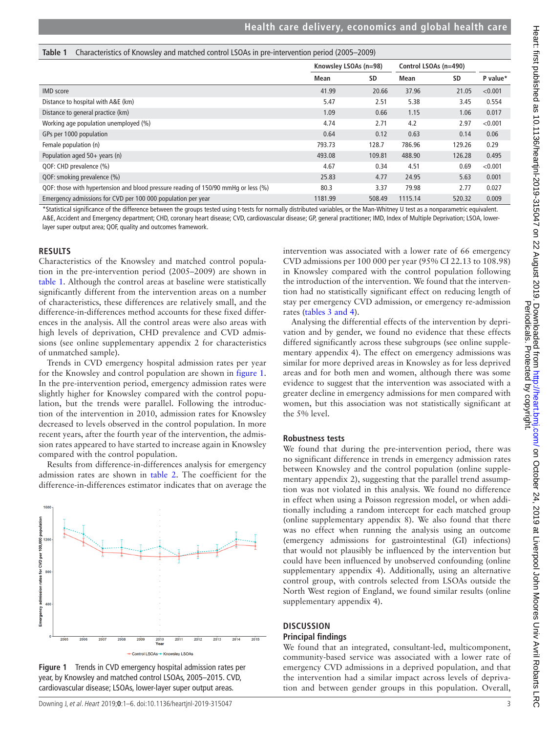**Table 1** Characteristics of Knowsley and matched control LSOAs in pre-intervention period (2005–2009)

| | Knowsley LSOAs (n=98) | | Control LSOAs (n=490) | | |
|---|---|---|---|---|---|
| | Mean | SD | Mean | SD | P value* |
| IMD score | 41.99 | 20.66 | 37.96 | 21.05 | <0.001 |
| Distance to hospital with A&E (km) | 5.47 | 2.51 | 5.38 | 3.45 | 0.554 |
| Distance to general practice (km) | 1.09 | 0.66 | 1.15 | 1.06 | 0.017 |
| Working age population unemployed (%) | 4.74 | 2.71 | 4.2 | 2.97 | <0.001 |
| GPs per 1000 population | 0.64 | 0.12 | 0.63 | 0.14 | 0.06 |
| Female population (n) | 793.73 | 128.7 | 786.96 | 129.26 | 0.29 |
| Population aged 50+ years (n) | 493.08 | 109.81 | 488.90 | 126.28 | 0.495 |
| QOF: CHD prevalence (%) | 4.67 | 0.34 | 4.51 | 0.69 | <0.001 |
| QOF: smoking prevalence (%) | 25.83 | 4.77 | 24.95 | 5.63 | 0.001 |
| QOF: those with hypertension and blood pressure reading of 150/90 mmHg or less (%) | 80.3 | 3.37 | 79.98 | 2.77 | 0.027 |
| Emergency admissions for CVD per 100 000 population per year | 1181.99 | 508.49 | 1115.14 | 520.32 | 0.009 |

*Statistical significance of the difference between the groups tested using t-tests for normally distributed variables, or the Man-Whitney U test as a nonparametric equivalent.
A&E, Accident and Emergency department; CHD, coronary heart disease; CVD, cardiovascular disease; GP, general practitioner; IMD, Index of Multiple Deprivation; LSOA, lower-layer super output area; QOF, quality and outcomes framework.

## RESULTS

Characteristics of the Knowsley and matched control population in the pre-intervention period (2005–2009) are shown in table 1. Although the control areas at baseline were statistically significantly different from the intervention areas on a number of characteristics, these differences are relatively small, and the difference-in-differences method accounts for these fixed differences in the analysis. All the control areas were also areas with high levels of deprivation, CHD prevalence and CVD admissions (see online supplementary appendix 2 for characteristics of unmatched sample).

Trends in CVD emergency hospital admission rates per year for the Knowsley and control population are shown in figure 1. In the pre-intervention period, emergency admission rates were slightly higher for Knowsley compared with the control population, but the trends were parallel. Following the introduction of the intervention in 2010, admission rates for Knowsley decreased to levels observed in the control population. In more recent years, after the fourth year of the intervention, the admission rates appeared to have started to increase again in Knowsley compared with the control population.

Results from difference-in-differences analysis for emergency admission rates are shown in table 2. The coefficient for the difference-in-differences estimator indicates that on average the intervention was associated with a lower rate of 66 emergency CVD admissions per 100 000 per year (95% CI 22.13 to 108.98) in Knowsley compared with the control population following the introduction of the intervention. We found that the intervention had no statistically significant effect on reducing length of stay per emergency CVD admission, or emergency re-admission rates (tables 3 and 4).

Analysing the differential effects of the intervention by deprivation and by gender, we found no evidence that these effects differed significantly across these subgroups (see online supplementary appendix 4). The effect on emergency admissions was similar for more deprived areas in Knowsley as for less deprived areas and for both men and women, although there was some evidence to suggest that the intervention was associated with a greater decline in emergency admissions for men compared with women, but this association was not statistically significant at the 5% level.

Figure 1 Trends in CVD emergency hospital admission rates per year, by Knowsley and matched control LSOAs, 2005–2015. CVD, cardiovascular disease; LSOAs, lower-layer super output areas.

### Robustness tests

We found that during the pre-intervention period, there was no significant difference in trends in emergency admission rates between Knowsley and the control population (online supplementary appendix 2), suggesting that the parallel trend assumption was not violated in this analysis. We found no difference in effect when using a Poisson regression model, or when additionally including a random intercept for each matched group (online supplementary appendix 8). We also found that there was no effect when running the analysis using an outcome (emergency admissions for gastrointestinal (GI) infections) that would not plausibly be influenced by the intervention but could have been influenced by unobserved confounding (online supplementary appendix 4). Additionally, using an alternative control group, with controls selected from LSOAs outside the North West region of England, we found similar results (online supplementary appendix 4).

## DISCUSSION

### Principal findings

We found that an integrated, consultant-led, multicomponent, community-based service was associated with a lower rate of emergency CVD admissions in a deprived population, and that the intervention had a similar impact across levels of deprivation and between gender groups in this population. Overall,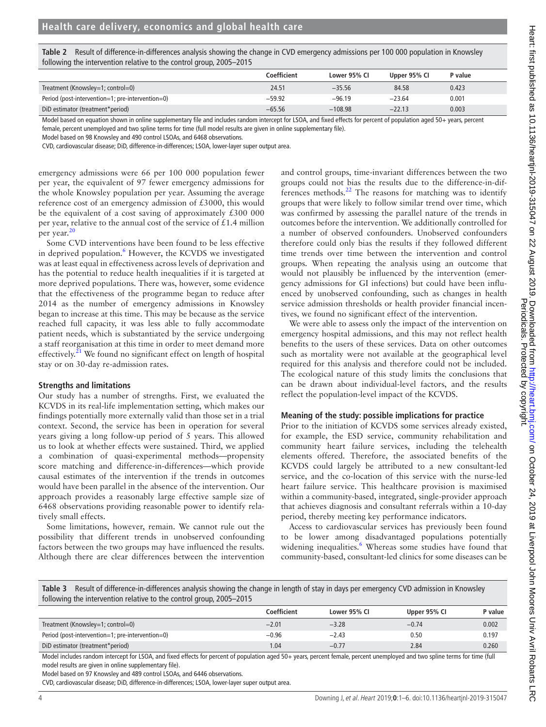**Table 2** Result of difference-in-differences analysis showing the change in CVD emergency admissions per 100 000 population in Knowsley following the intervention relative to the control group, 2005–2015

| | Coefficient | Lower 95% CI | Upper 95% CI | P value |
|---|---|---|---|---|
| Treatment (Knowsley=1; control=0) | 24.51 | −35.56 | 84.58 | 0.423 |
| Period (post-intervention=1; pre-intervention=0) | −59.92 | −96.19 | −23.64 | 0.001 |
| DiD estimator (treatment*period) | −65.56 | −108.98 | −22.13 | 0.003 |

Model based on equation shown in online supplementary file and includes random intercept for LSOA, and fixed effects for percent of population aged 50+ years, percent female, percent unemployed and two spline terms for time (full model results are given in online supplementary file).

Model based on 98 Knowsley and 490 control LSOAs, and 6468 observations.

CVD, cardiovascular disease; DiD, difference-in-differences; LSOA, lower-layer super output area.

emergency admissions were 66 per 100 000 population fewer per year, the equivalent of 97 fewer emergency admissions for the whole Knowsley population per year. Assuming the average reference cost of an emergency admission of £3000, this would be the equivalent of a cost saving of approximately £300 000 per year, relative to the annual cost of the service of £1.4 million per year.[20]

Some CVD interventions have been found to be less effective in deprived population.[6] However, the KCVDS we investigated was at least equal in effectiveness across levels of deprivation and has the potential to reduce health inequalities if it is targeted at more deprived populations. There was, however, some evidence that the effectiveness of the programme began to reduce after 2014 as the number of emergency admissions in Knowsley began to increase at this time. This may be because as the service reached full capacity, it was less able to fully accommodate patient needs, which is substantiated by the service undergoing a staff reorganisation at this time in order to meet demand more effectively.[21] We found no significant effect on length of hospital stay or on 30-day re-admission rates.

### Strengths and limitations

Our study has a number of strengths. First, we evaluated the KCVDS in its real-life implementation setting, which makes our findings potentially more externally valid than those set in a trial context. Second, the service has been in operation for several years giving a long follow-up period of 5 years. This allowed us to look at whether effects were sustained. Third, we applied a combination of quasi-experimental methods—propensity score matching and difference-in-differences—which provide causal estimates of the intervention if the trends in outcomes would have been parallel in the absence of the intervention. Our approach provides a reasonably large effective sample size of 6468 observations providing reasonable power to identify relatively small effects.

Some limitations, however, remain. We cannot rule out the possibility that different trends in unobserved confounding factors between the two groups may have influenced the results. Although there are clear differences between the intervention and control groups, time-invariant differences between the two groups could not bias the results due to the difference-in-differences methods.[22] The reasons for matching was to identify groups that were likely to follow similar trend over time, which was confirmed by assessing the parallel nature of the trends in outcomes before the intervention. We additionally controlled for a number of observed confounders. Unobserved confounders therefore could only bias the results if they followed different time trends over time between the intervention and control groups. When repeating the analysis using an outcome that would not plausibly be influenced by the intervention (emergency admissions for GI infections) but could have been influenced by unobserved confounding, such as changes in health service admission thresholds or health provider financial incentives, we found no significant effect of the intervention.

We were able to assess only the impact of the intervention on emergency hospital admissions, and this may not reflect health benefits to the users of these services. Data on other outcomes such as mortality were not available at the geographical level required for this analysis and therefore could not be included. The ecological nature of this study limits the conclusions that can be drawn about individual-level factors, and the results reflect the population-level impact of the KCVDS.

### Meaning of the study: possible implications for practice

Prior to the initiation of KCVDS some services already existed, for example, the ESD service, community rehabilitation and community heart failure services, including the telehealth elements offered. Therefore, the associated benefits of the KCVDS could largely be attributed to a new consultant-led service, and the co-location of this service with the nurse-led heart failure service. This healthcare provision is maximised within a community-based, integrated, single-provider approach that achieves diagnosis and consultant referrals within a 10-day period, thereby meeting key performance indicators.

Access to cardiovascular services has previously been found to be lower among disadvantaged populations potentially widening inequalities.[6] Whereas some studies have found that community-based, consultant-led clinics for some diseases can be

**Table 3** Result of difference-in-differences analysis showing the change in length of stay in days per emergency CVD admission in Knowsley following the intervention relative to the control group, 2005–2015

| | Coefficient | Lower 95% CI | Upper 95% CI | P value |
|---|---|---|---|---|
| Treatment (Knowsley=1; control=0) | −2.01 | −3.28 | −0.74 | 0.002 |
| Period (post-intervention=1; pre-intervention=0) | −0.96 | −2.43 | 0.50 | 0.197 |
| DiD estimator (treatment*period) | 1.04 | −0.77 | 2.84 | 0.260 |

Model includes random intercept for LSOA, and fixed effects for percent of population aged 50+ years, percent female, percent unemployed and two spline terms for time (full model results are given in online supplementary file).

Model based on 97 Knowsley and 489 control LSOAs, and 6446 observations.

CVD, cardiovascular disease; DiD, difference-in-differences; LSOA, lower-layer super output area.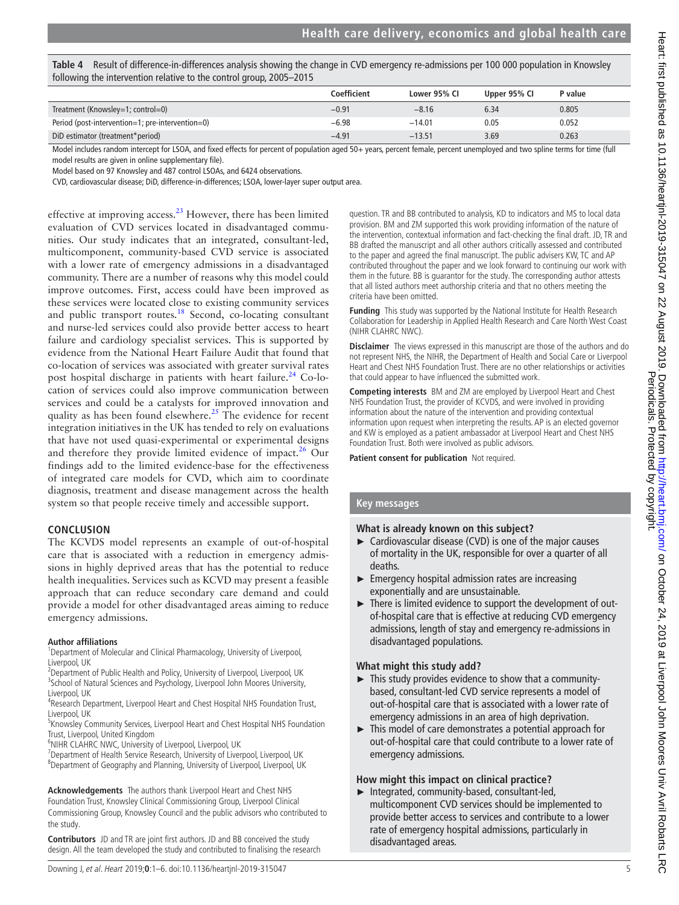**Table 4** Result of difference-in-differences analysis showing the change in CVD emergency re-admissions per 100 000 population in Knowsley following the intervention relative to the control group, 2005–2015

| | Coefficient | Lower 95% CI | Upper 95% CI | P value |
|---|---|---|---|---|
| Treatment (Knowsley=1; control=0) | −0.91 | −8.16 | 6.34 | 0.805 |
| Period (post-intervention=1; pre-intervention=0) | −6.98 | −14.01 | 0.05 | 0.052 |
| DiD estimator (treatment*period) | −4.91 | −13.51 | 3.69 | 0.263 |

Model includes random intercept for LSOA, and fixed effects for percent of population aged 50+ years, percent female, percent unemployed and two spline terms for time (full model results are given in online supplementary file).

Model based on 97 Knowsley and 487 control LSOAs, and 6424 observations.

CVD, cardiovascular disease; DiD, difference-in-differences; LSOA, lower-layer super output area.

effective at improving access.[23] However, there has been limited evaluation of CVD services located in disadvantaged communities. Our study indicates that an integrated, consultant-led, multicomponent, community-based CVD service is associated with a lower rate of emergency admissions in a disadvantaged community. There are a number of reasons why this model could improve outcomes. First, access could have been improved as these services were located close to existing community services and public transport routes.[18] Second, co-locating consultant and nurse-led services could also provide better access to heart failure and cardiology specialist services. This is supported by evidence from the National Heart Failure Audit that found that co-location of services was associated with greater survival rates post hospital discharge in patients with heart failure.[24] Co-location of services could also improve communication between services and could be a catalysts for improved innovation and quality as has been found elsewhere.[25] The evidence for recent integration initiatives in the UK has tended to rely on evaluations that have not used quasi-experimental or experimental designs and therefore they provide limited evidence of impact.[26] Our findings add to the limited evidence-base for the effectiveness of integrated care models for CVD, which aim to coordinate diagnosis, treatment and disease management across the health system so that people receive timely and accessible support.

## CONCLUSION

The KCVDS model represents an example of out-of-hospital care that is associated with a reduction in emergency admissions in highly deprived areas that has the potential to reduce health inequalities. Services such as KCVD may present a feasible approach that can reduce secondary care demand and could provide a model for other disadvantaged areas aiming to reduce emergency admissions.

**Author affiliations**

[1]Department of Molecular and Clinical Pharmacology, University of Liverpool, Liverpool, UK
[2]Department of Public Health and Policy, University of Liverpool, Liverpool, UK
[3]School of Natural Sciences and Psychology, Liverpool John Moores University, Liverpool, UK
[4]Research Department, Liverpool Heart and Chest Hospital NHS Foundation Trust, Liverpool, UK
[5]Knowsley Community Services, Liverpool Heart and Chest Hospital NHS Foundation Trust, Liverpool, United Kingdom
[6]NIHR CLAHRC NWC, University of Liverpool, Liverpool, UK
[7]Department of Health Service Research, University of Liverpool, Liverpool, UK
[8]Department of Geography and Planning, University of Liverpool, Liverpool, UK

**Acknowledgements** The authors thank Liverpool Heart and Chest NHS Foundation Trust, Knowsley Clinical Commissioning Group, Liverpool Clinical Commissioning Group, Knowsley Council and the public advisors who contributed to the study.

**Contributors** JD and TR are joint first authors. JD and BB conceived the study design. All the team developed the study and contributed to finalising the research question. TR and BB contributed to analysis, KD to indicators and MS to local data provision. BM and ZM supported this work providing information of the nature of the intervention, contextual information and fact-checking the final draft. JD, TR and BB drafted the manuscript and all other authors critically assessed and contributed to the paper and agreed the final manuscript. The public advisers KW, TC and AP contributed throughout the paper and we look forward to continuing our work with them in the future. BB is guarantor for the study. The corresponding author attests that all listed authors meet authorship criteria and that no others meeting the criteria have been omitted.

**Funding** This study was supported by the National Institute for Health Research Collaboration for Leadership in Applied Health Research and Care North West Coast (NIHR CLAHRC NWC).

**Disclaimer** The views expressed in this manuscript are those of the authors and do not represent NHS, the NIHR, the Department of Health and Social Care or Liverpool Heart and Chest NHS Foundation Trust. There are no other relationships or activities that could appear to have influenced the submitted work.

**Competing interests** BM and ZM are employed by Liverpool Heart and Chest NHS Foundation Trust, the provider of KCVDS, and were involved in providing information about the nature of the intervention and providing contextual information upon request when interpreting the results. AP is an elected governor and KW is employed as a patient ambassador at Liverpool Heart and Chest NHS Foundation Trust. Both were involved as public advisors.

**Patient consent for publication** Not required.

## Key messages

### What is already known on this subject?

- Cardiovascular disease (CVD) is one of the major causes of mortality in the UK, responsible for over a quarter of all deaths.
- Emergency hospital admission rates are increasing exponentially and are unsustainable.
- There is limited evidence to support the development of out-of-hospital care that is effective at reducing CVD emergency admissions, length of stay and emergency re-admissions in disadvantaged populations.

### What might this study add?

- This study provides evidence to show that a community-based, consultant-led CVD service represents a model of out-of-hospital care that is associated with a lower rate of emergency admissions in an area of high deprivation.
- This model of care demonstrates a potential approach for out-of-hospital care that could contribute to a lower rate of emergency admissions.

### How might this impact on clinical practice?

- Integrated, community-based, consultant-led, multicomponent CVD services should be implemented to provide better access to services and contribute to a lower rate of emergency hospital admissions, particularly in disadvantaged areas.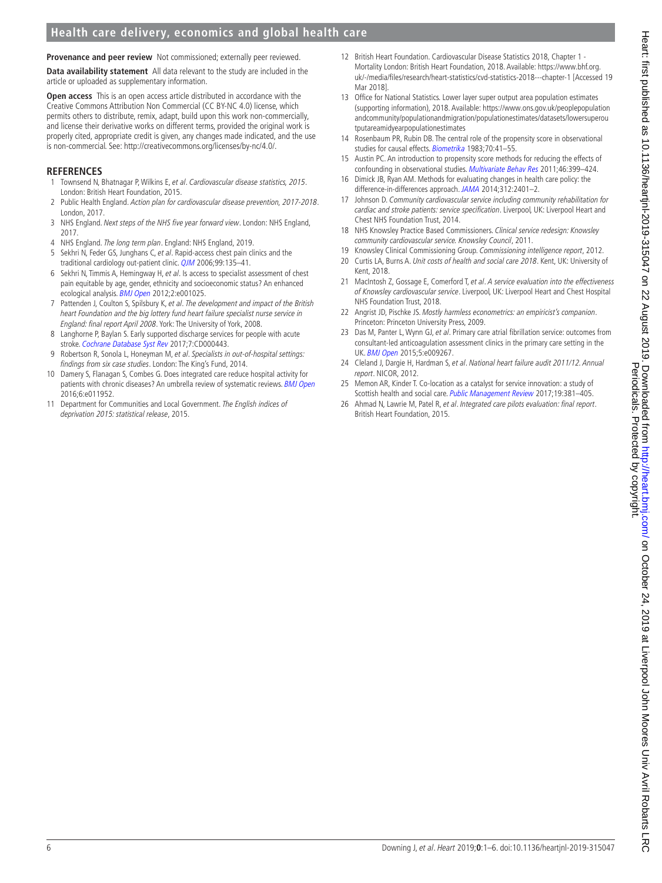**Provenance and peer review** Not commissioned; externally peer reviewed.

**Data availability statement** All data relevant to the study are included in the article or uploaded as supplementary information.

**Open access** This is an open access article distributed in accordance with the Creative Commons Attribution Non Commercial (CC BY-NC 4.0) license, which permits others to distribute, remix, adapt, build upon this work non-commercially, and license their derivative works on different terms, provided the original work is properly cited, appropriate credit is given, any changes made indicated, and the use is non-commercial. See: http://creativecommons.org/licenses/by-nc/4.0/.

## REFERENCES

1. Townsend N, Bhatnagar P, Wilkins E, *et al*. *Cardiovascular disease statistics, 2015*. London: British Heart Foundation, 2015.
2. Public Health England. *Action plan for cardiovascular disease prevention, 2017-2018*. London, 2017.
3. NHS England. *Next steps of the NHS five year forward view*. London: NHS England, 2017.
4. NHS England. *The long term plan*. England: NHS England, 2019.
5. Sekhri N, Feder GS, Junghans C, *et al*. Rapid-access chest pain clinics and the traditional cardiology out-patient clinic. *QJM* 2006;99:135–41.
6. Sekhri N, Timmis A, Hemingway H, *et al*. Is access to specialist assessment of chest pain equitable by age, gender, ethnicity and socioeconomic status? An enhanced ecological analysis. *BMJ Open* 2012;2:e001025.
7. Pattenden J, Coulton S, Spilsbury K, *et al*. *The development and impact of the British heart Foundation and the big lottery fund heart failure specialist nurse service in England: final report April 2008*. York: The University of York, 2008.
8. Langhorne P, Baylan S. Early supported discharge services for people with acute stroke. *Cochrane Database Syst Rev* 2017;7:CD000443.
9. Robertson R, Sonola L, Honeyman M, *et al*. *Specialists in out-of-hospital settings: findings from six case studies*. London: The King's Fund, 2014.
10. Damery S, Flanagan S, Combes G. Does integrated care reduce hospital activity for patients with chronic diseases? An umbrella review of systematic reviews. *BMJ Open* 2016;6:e011952.
11. Department for Communities and Local Government. *The English indices of deprivation 2015: statistical release*, 2015.
12. British Heart Foundation. Cardiovascular Disease Statistics 2018, Chapter 1 - Mortality London: British Heart Foundation, 2018. Available: https://www.bhf.org.uk/-/media/files/research/heart-statistics/cvd-statistics-2018---chapter-1 [Accessed 19 Mar 2018].
13. Office for National Statistics. Lower layer super output area population estimates (supporting information), 2018. Available: https://www.ons.gov.uk/peoplepopulationandcommunity/populationandmigration/populationestimates/datasets/lowersuperoutputareamidyearpopulationestimates
14. Rosenbaum PR, Rubin DB. The central role of the propensity score in observational studies for causal effects. *Biometrika* 1983;70:41–55.
15. Austin PC. An introduction to propensity score methods for reducing the effects of confounding in observational studies. *Multivariate Behav Res* 2011;46:399–424.
16. Dimick JB, Ryan AM. Methods for evaluating changes in health care policy: the difference-in-differences approach. *JAMA* 2014;312:2401–2.
17. Johnson D. *Community cardiovascular service including community rehabilitation for cardiac and stroke patients: service specification*. Liverpool, UK: Liverpool Heart and Chest NHS Foundation Trust, 2014.
18. NHS Knowsley Practice Based Commissioners. *Clinical service redesign: Knowsley community cardiovascular service. Knowsley Council*, 2011.
19. Knowsley Clinical Commissioning Group. *Commissioning intelligence report*, 2012.
20. Curtis LA, Burns A. *Unit costs of health and social care 2018*. Kent, UK: University of Kent, 2018.
21. MacIntosh Z, Gossage E, Comerford T, *et al*. *A service evaluation into the effectiveness of Knowsley cardiovascular service*. Liverpool, UK: Liverpool Heart and Chest Hospital NHS Foundation Trust, 2018.
22. Angrist JD, Pischke JS. *Mostly harmless econometrics: an empiricist's companion*. Princeton: Princeton University Press, 2009.
23. Das M, Panter L, Wynn GJ, *et al*. Primary care atrial fibrillation service: outcomes from consultant-led anticoagulation assessment clinics in the primary care setting in the UK. *BMJ Open* 2015;5:e009267.
24. Cleland J, Dargie H, Hardman S, *et al*. *National heart failure audit 2011/12. Annual report*. NICOR, 2012.
25. Memon AR, Kinder T. Co-location as a catalyst for service innovation: a study of Scottish health and social care. *Public Management Review* 2017;19:381–405.
26. Ahmad N, Lawrie M, Patel R, *et al*. *Integrated care pilots evaluation: final report*. British Heart Foundation, 2015.